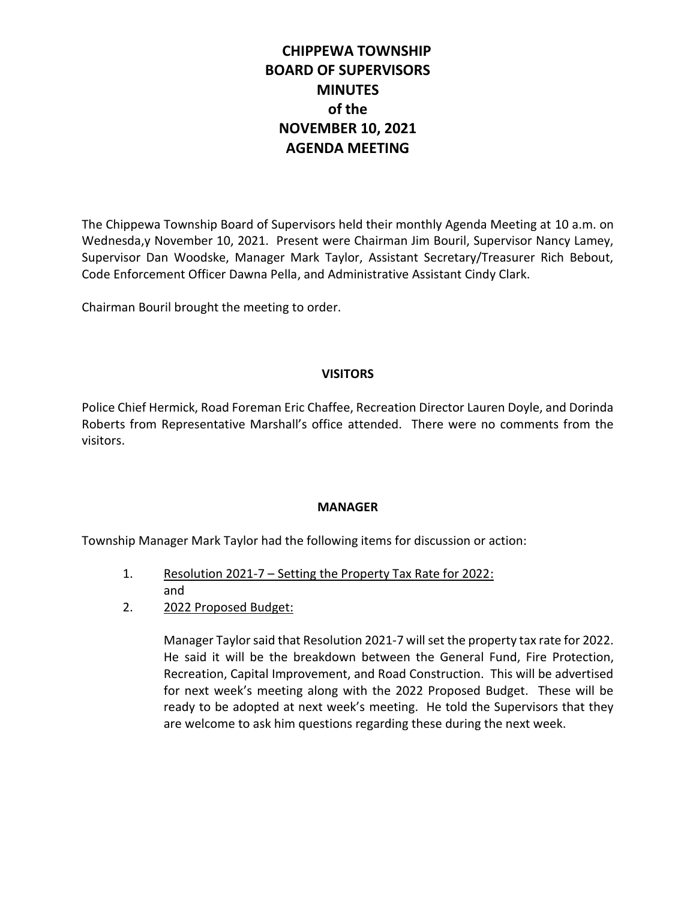# CHIPPEWA TOWNSHIP BOARD OF SUPERVISORS MINUTES of the NOVEMBER 10, 2021 AGENDA MEETING

The Chippewa Township Board of Supervisors held their monthly Agenda Meeting at 10 a.m. on Wednesda,y November 10, 2021. Present were Chairman Jim Bouril, Supervisor Nancy Lamey, Supervisor Dan Woodske, Manager Mark Taylor, Assistant Secretary/Treasurer Rich Bebout, Code Enforcement Officer Dawna Pella, and Administrative Assistant Cindy Clark.

Chairman Bouril brought the meeting to order.

## VISITORS

Police Chief Hermick, Road Foreman Eric Chaffee, Recreation Director Lauren Doyle, and Dorinda Roberts from Representative Marshall's office attended. There were no comments from the visitors.

## MANAGER

Township Manager Mark Taylor had the following items for discussion or action:

1. <u>Resolution 2021-7 – Setting the Property Tax Rate for 2022:</u>
   and
2. <u>2022 Proposed Budget:</u>

   Manager Taylor said that Resolution 2021-7 will set the property tax rate for 2022. He said it will be the breakdown between the General Fund, Fire Protection, Recreation, Capital Improvement, and Road Construction. This will be advertised for next week's meeting along with the 2022 Proposed Budget. These will be ready to be adopted at next week's meeting. He told the Supervisors that they are welcome to ask him questions regarding these during the next week.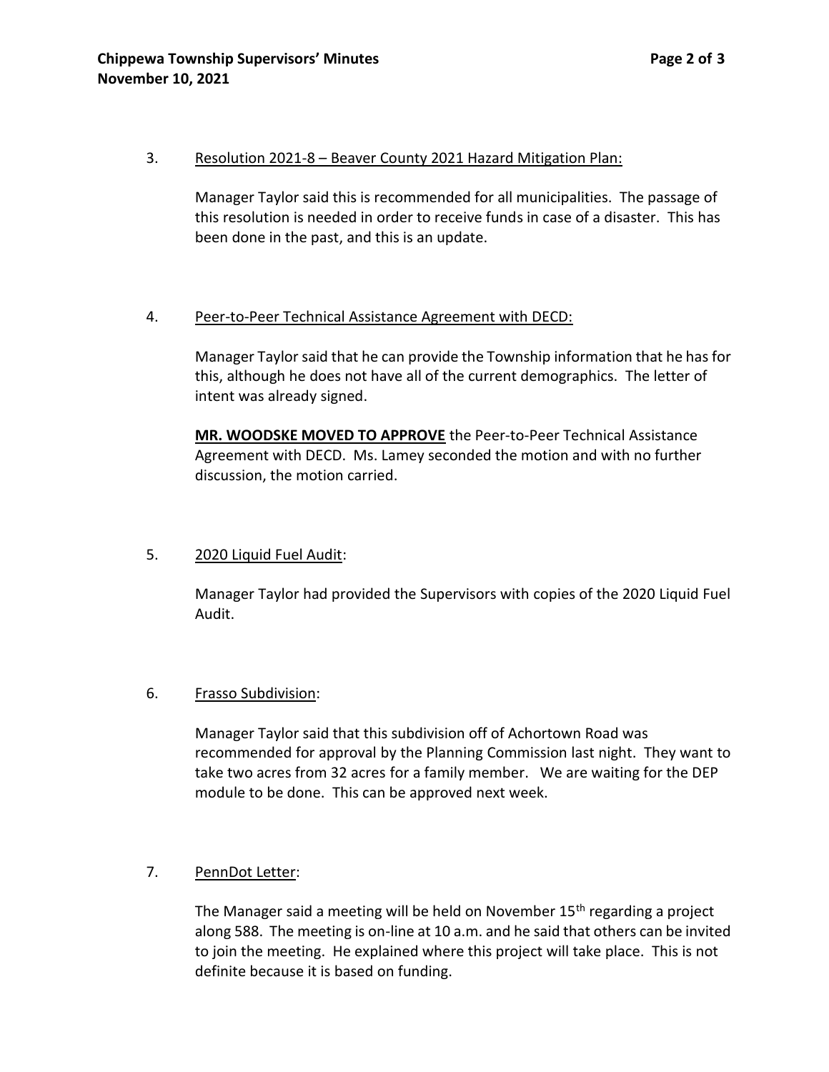3. Resolution 2021-8 – Beaver County 2021 Hazard Mitigation Plan:

   Manager Taylor said this is recommended for all municipalities. The passage of this resolution is needed in order to receive funds in case of a disaster. This has been done in the past, and this is an update.

4. Peer-to-Peer Technical Assistance Agreement with DECD:

   Manager Taylor said that he can provide the Township information that he has for this, although he does not have all of the current demographics. The letter of intent was already signed.

   **MR. WOODSKE MOVED TO APPROVE** the Peer-to-Peer Technical Assistance Agreement with DECD. Ms. Lamey seconded the motion and with no further discussion, the motion carried.

5. 2020 Liquid Fuel Audit:

   Manager Taylor had provided the Supervisors with copies of the 2020 Liquid Fuel Audit.

6. Frasso Subdivision:

   Manager Taylor said that this subdivision off of Achortown Road was recommended for approval by the Planning Commission last night. They want to take two acres from 32 acres for a family member. We are waiting for the DEP module to be done. This can be approved next week.

7. PennDot Letter:

   The Manager said a meeting will be held on November 15th regarding a project along 588. The meeting is on-line at 10 a.m. and he said that others can be invited to join the meeting. He explained where this project will take place. This is not definite because it is based on funding.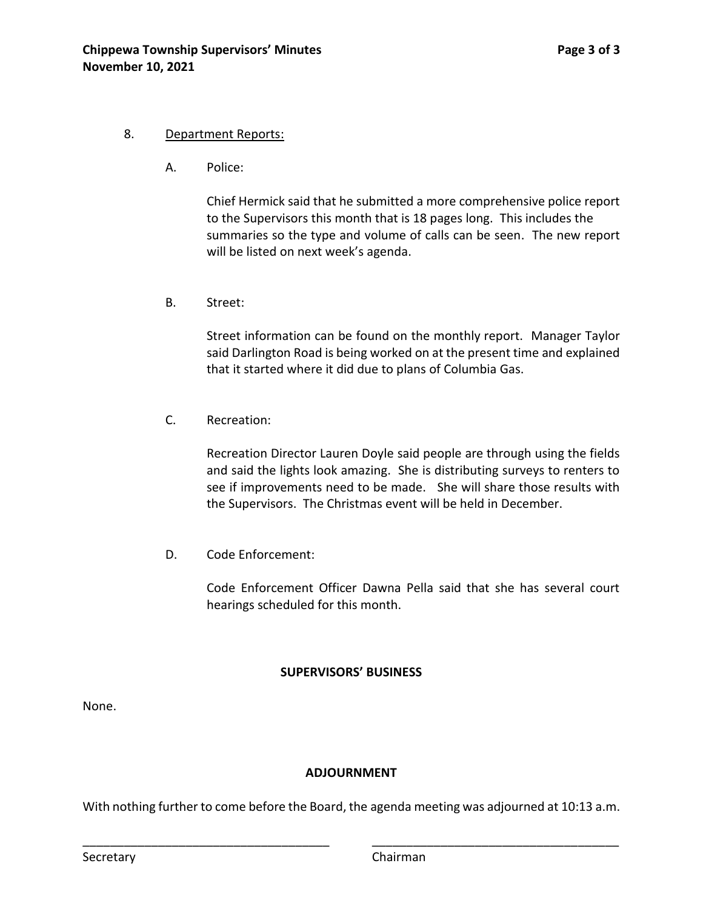8. Department Reports:

   A. Police:

      Chief Hermick said that he submitted a more comprehensive police report to the Supervisors this month that is 18 pages long. This includes the summaries so the type and volume of calls can be seen. The new report will be listed on next week's agenda.

   B. Street:

      Street information can be found on the monthly report. Manager Taylor said Darlington Road is being worked on at the present time and explained that it started where it did due to plans of Columbia Gas.

   C. Recreation:

      Recreation Director Lauren Doyle said people are through using the fields and said the lights look amazing. She is distributing surveys to renters to see if improvements need to be made. She will share those results with the Supervisors. The Christmas event will be held in December.

   D. Code Enforcement:

      Code Enforcement Officer Dawna Pella said that she has several court hearings scheduled for this month.

## SUPERVISORS' BUSINESS

None.

## ADJOURNMENT

With nothing further to come before the Board, the agenda meeting was adjourned at 10:13 a.m.

_____________________________________ _____________________________________

Secretary Chairman